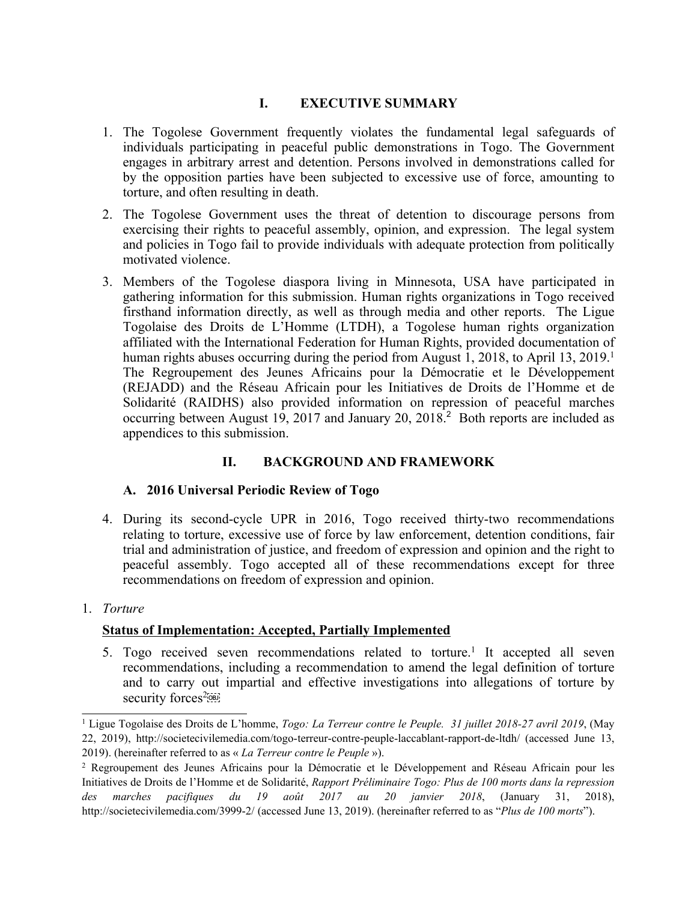## I. EXECUTIVE SUMMARY

1. The Togolese Government frequently violates the fundamental legal safeguards of individuals participating in peaceful public demonstrations in Togo. The Government engages in arbitrary arrest and detention. Persons involved in demonstrations called for by the opposition parties have been subjected to excessive use of force, amounting to torture, and often resulting in death.
2. The Togolese Government uses the threat of detention to discourage persons from exercising their rights to peaceful assembly, opinion, and expression. The legal system and policies in Togo fail to provide individuals with adequate protection from politically motivated violence.
3. Members of the Togolese diaspora living in Minnesota, USA have participated in gathering information for this submission. Human rights organizations in Togo received firsthand information directly, as well as through media and other reports. The Ligue Togolaise des Droits de L'Homme (LTDH), a Togolese human rights organization affiliated with the International Federation for Human Rights, provided documentation of human rights abuses occurring during the period from August 1, 2018, to April 13, 2019.[1] The Regroupement des Jeunes Africains pour la Démocratie et le Développement (REJADD) and the Réseau Africain pour les Initiatives de Droits de l'Homme et de Solidarité (RAIDHS) also provided information on repression of peaceful marches occurring between August 19, 2017 and January 20, 2018.[2] Both reports are included as appendices to this submission.

## II. BACKGROUND AND FRAMEWORK

### A. 2016 Universal Periodic Review of Togo

4. During its second-cycle UPR in 2016, Togo received thirty-two recommendations relating to torture, excessive use of force by law enforcement, detention conditions, fair trial and administration of justice, and freedom of expression and opinion and the right to peaceful assembly. Togo accepted all of these recommendations except for three recommendations on freedom of expression and opinion.

1. *Torture*

**Status of Implementation: Accepted, Partially Implemented**

5. Togo received seven recommendations related to torture.[1] It accepted all seven recommendations, including a recommendation to amend the legal definition of torture and to carry out impartial and effective investigations into allegations of torture by security forces[2]

---

[1] Ligue Togolaise des Droits de L'homme, *Togo: La Terreur contre le Peuple. 31 juillet 2018-27 avril 2019*, (May 22, 2019), http://societecivilemedia.com/togo-terreur-contre-peuple-laccablant-rapport-de-ltdh/ (accessed June 13, 2019). (hereinafter referred to as « *La Terreur contre le Peuple* »).

[2] Regroupement des Jeunes Africains pour la Démocratie et le Développement and Réseau Africain pour les Initiatives de Droits de l'Homme et de Solidarité, *Rapport Préliminaire Togo: Plus de 100 morts dans la repression des marches pacifiques du 19 août 2017 au 20 janvier 2018*, (January 31, 2018), http://societecivilemedia.com/3999-2/ (accessed June 13, 2019). (hereinafter referred to as "*Plus de 100 morts*").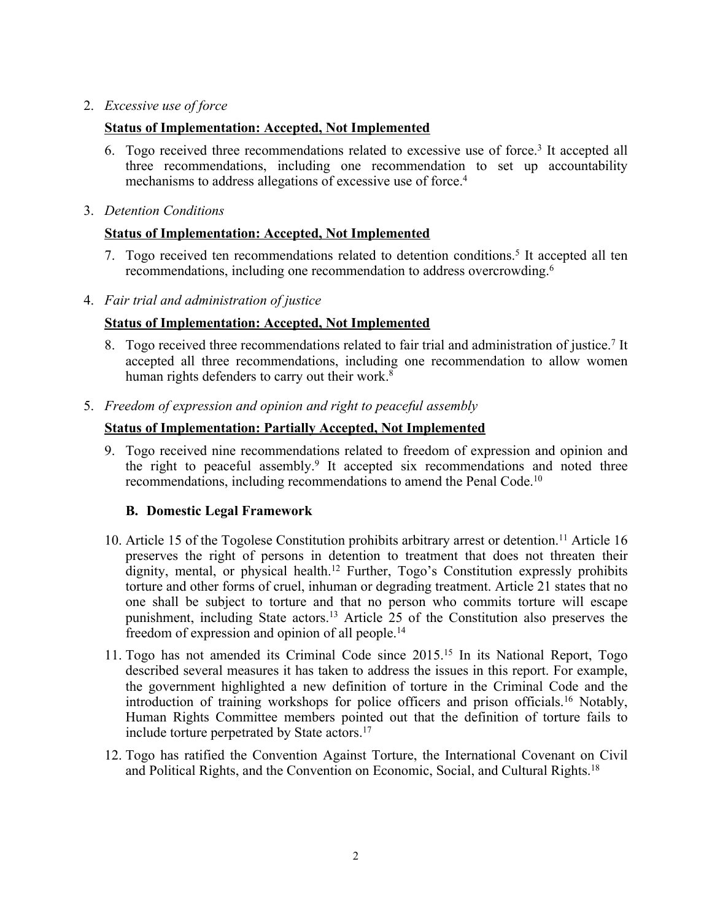2. *Excessive use of force*

**Status of Implementation: Accepted, Not Implemented**

6. Togo received three recommendations related to excessive use of force.[3] It accepted all three recommendations, including one recommendation to set up accountability mechanisms to address allegations of excessive use of force.[4]

3. *Detention Conditions*

**Status of Implementation: Accepted, Not Implemented**

7. Togo received ten recommendations related to detention conditions.[5] It accepted all ten recommendations, including one recommendation to address overcrowding.[6]

4. *Fair trial and administration of justice*

**Status of Implementation: Accepted, Not Implemented**

8. Togo received three recommendations related to fair trial and administration of justice.[7] It accepted all three recommendations, including one recommendation to allow women human rights defenders to carry out their work.[8]

5. *Freedom of expression and opinion and right to peaceful assembly*

**Status of Implementation: Partially Accepted, Not Implemented**

9. Togo received nine recommendations related to freedom of expression and opinion and the right to peaceful assembly.[9] It accepted six recommendations and noted three recommendations, including recommendations to amend the Penal Code.[10]

### B. Domestic Legal Framework

10. Article 15 of the Togolese Constitution prohibits arbitrary arrest or detention.[11] Article 16 preserves the right of persons in detention to treatment that does not threaten their dignity, mental, or physical health.[12] Further, Togo's Constitution expressly prohibits torture and other forms of cruel, inhuman or degrading treatment. Article 21 states that no one shall be subject to torture and that no person who commits torture will escape punishment, including State actors.[13] Article 25 of the Constitution also preserves the freedom of expression and opinion of all people.[14]

11. Togo has not amended its Criminal Code since 2015.[15] In its National Report, Togo described several measures it has taken to address the issues in this report. For example, the government highlighted a new definition of torture in the Criminal Code and the introduction of training workshops for police officers and prison officials.[16] Notably, Human Rights Committee members pointed out that the definition of torture fails to include torture perpetrated by State actors.[17]

12. Togo has ratified the Convention Against Torture, the International Covenant on Civil and Political Rights, and the Convention on Economic, Social, and Cultural Rights.[18]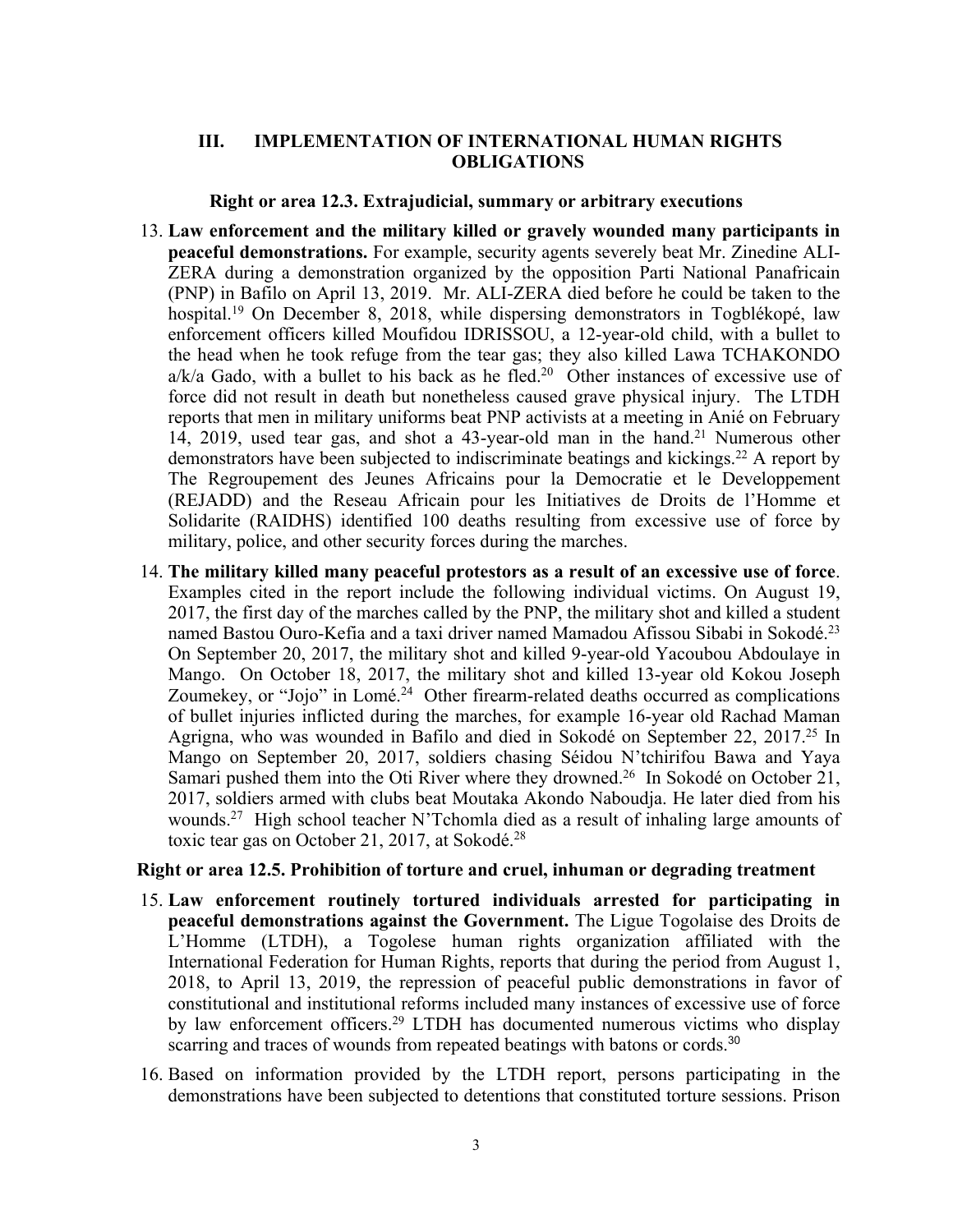## III. IMPLEMENTATION OF INTERNATIONAL HUMAN RIGHTS OBLIGATIONS

### Right or area 12.3. Extrajudicial, summary or arbitrary executions

13. **Law enforcement and the military killed or gravely wounded many participants in peaceful demonstrations.** For example, security agents severely beat Mr. Zinedine ALI-ZERA during a demonstration organized by the opposition Parti National Panafricain (PNP) in Bafilo on April 13, 2019. Mr. ALI-ZERA died before he could be taken to the hospital.[19] On December 8, 2018, while dispersing demonstrators in Togblékopé, law enforcement officers killed Moufidou IDRISSOU, a 12-year-old child, with a bullet to the head when he took refuge from the tear gas; they also killed Lawa TCHAKONDO a/k/a Gado, with a bullet to his back as he fled.[20] Other instances of excessive use of force did not result in death but nonetheless caused grave physical injury. The LTDH reports that men in military uniforms beat PNP activists at a meeting in Anié on February 14, 2019, used tear gas, and shot a 43-year-old man in the hand.[21] Numerous other demonstrators have been subjected to indiscriminate beatings and kickings.[22] A report by The Regroupement des Jeunes Africains pour la Democratie et le Developpement (REJADD) and the Reseau Africain pour les Initiatives de Droits de l'Homme et Solidarite (RAIDHS) identified 100 deaths resulting from excessive use of force by military, police, and other security forces during the marches.

14. **The military killed many peaceful protestors as a result of an excessive use of force**. Examples cited in the report include the following individual victims. On August 19, 2017, the first day of the marches called by the PNP, the military shot and killed a student named Bastou Ouro-Kefia and a taxi driver named Mamadou Afissou Sibabi in Sokodé.[23] On September 20, 2017, the military shot and killed 9-year-old Yacoubou Abdoulaye in Mango. On October 18, 2017, the military shot and killed 13-year old Kokou Joseph Zoumekey, or "Jojo" in Lomé.[24] Other firearm-related deaths occurred as complications of bullet injuries inflicted during the marches, for example 16-year old Rachad Maman Agrigna, who was wounded in Bafilo and died in Sokodé on September 22, 2017.[25] In Mango on September 20, 2017, soldiers chasing Séidou N'tchirifou Bawa and Yaya Samari pushed them into the Oti River where they drowned.[26] In Sokodé on October 21, 2017, soldiers armed with clubs beat Moutaka Akondo Naboudja. He later died from his wounds.[27] High school teacher N'Tchomla died as a result of inhaling large amounts of toxic tear gas on October 21, 2017, at Sokodé.[28]

### Right or area 12.5. Prohibition of torture and cruel, inhuman or degrading treatment

15. **Law enforcement routinely tortured individuals arrested for participating in peaceful demonstrations against the Government.** The Ligue Togolaise des Droits de L'Homme (LTDH), a Togolese human rights organization affiliated with the International Federation for Human Rights, reports that during the period from August 1, 2018, to April 13, 2019, the repression of peaceful public demonstrations in favor of constitutional and institutional reforms included many instances of excessive use of force by law enforcement officers.[29] LTDH has documented numerous victims who display scarring and traces of wounds from repeated beatings with batons or cords.[30]

16. Based on information provided by the LTDH report, persons participating in the demonstrations have been subjected to detentions that constituted torture sessions. Prison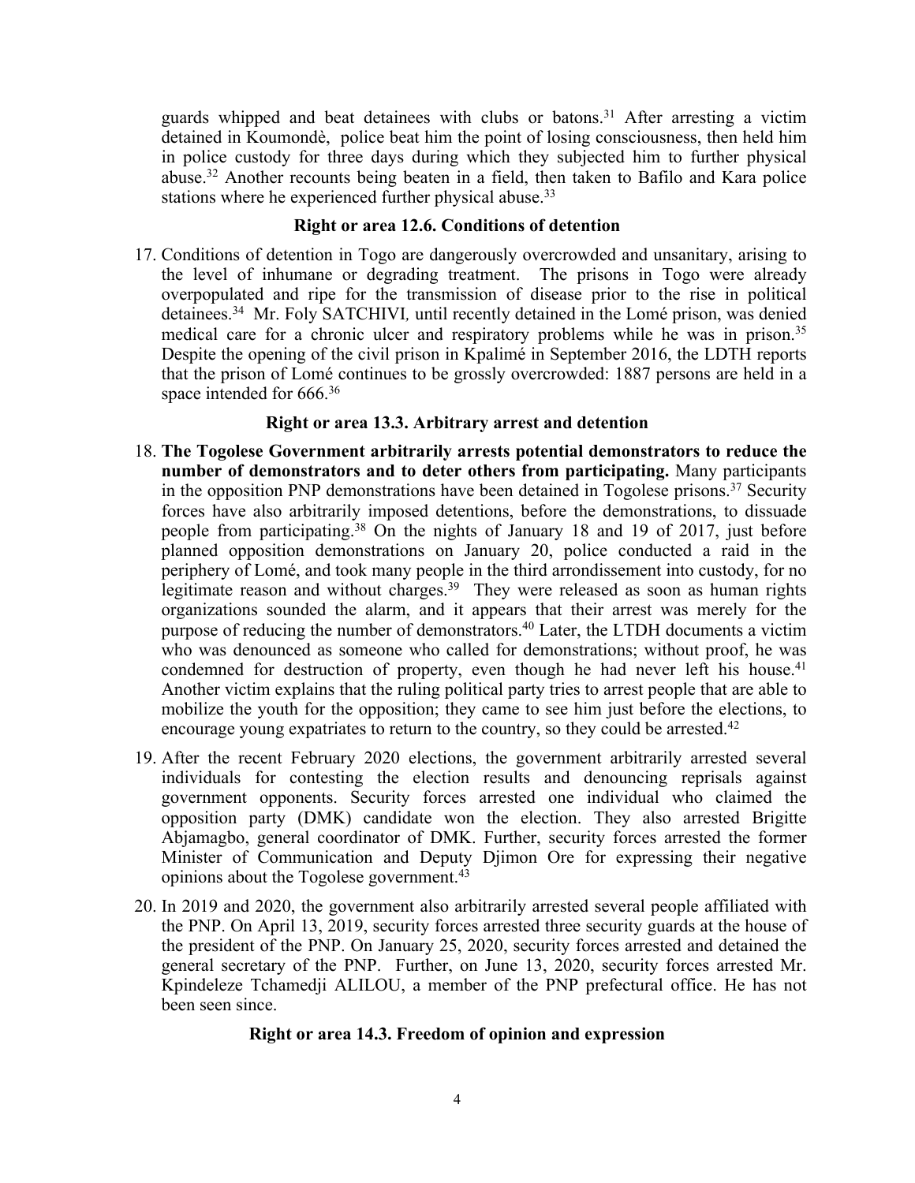guards whipped and beat detainees with clubs or batons.[31] After arresting a victim detained in Koumondè, police beat him the point of losing consciousness, then held him in police custody for three days during which they subjected him to further physical abuse.[32] Another recounts being beaten in a field, then taken to Bafilo and Kara police stations where he experienced further physical abuse.[33]

### Right or area 12.6. Conditions of detention

17. Conditions of detention in Togo are dangerously overcrowded and unsanitary, arising to the level of inhumane or degrading treatment. The prisons in Togo were already overpopulated and ripe for the transmission of disease prior to the rise in political detainees.[34] Mr. Foly SATCHIVI, until recently detained in the Lomé prison, was denied medical care for a chronic ulcer and respiratory problems while he was in prison.[35] Despite the opening of the civil prison in Kpalimé in September 2016, the LDTH reports that the prison of Lomé continues to be grossly overcrowded: 1887 persons are held in a space intended for 666.[36]

### Right or area 13.3. Arbitrary arrest and detention

18. **The Togolese Government arbitrarily arrests potential demonstrators to reduce the number of demonstrators and to deter others from participating.** Many participants in the opposition PNP demonstrations have been detained in Togolese prisons.[37] Security forces have also arbitrarily imposed detentions, before the demonstrations, to dissuade people from participating.[38] On the nights of January 18 and 19 of 2017, just before planned opposition demonstrations on January 20, police conducted a raid in the periphery of Lomé, and took many people in the third arrondissement into custody, for no legitimate reason and without charges.[39] They were released as soon as human rights organizations sounded the alarm, and it appears that their arrest was merely for the purpose of reducing the number of demonstrators.[40] Later, the LTDH documents a victim who was denounced as someone who called for demonstrations; without proof, he was condemned for destruction of property, even though he had never left his house.[41] Another victim explains that the ruling political party tries to arrest people that are able to mobilize the youth for the opposition; they came to see him just before the elections, to encourage young expatriates to return to the country, so they could be arrested.[42]

19. After the recent February 2020 elections, the government arbitrarily arrested several individuals for contesting the election results and denouncing reprisals against government opponents. Security forces arrested one individual who claimed the opposition party (DMK) candidate won the election. They also arrested Brigitte Abjamagbo, general coordinator of DMK. Further, security forces arrested the former Minister of Communication and Deputy Djimon Ore for expressing their negative opinions about the Togolese government.[43]

20. In 2019 and 2020, the government also arbitrarily arrested several people affiliated with the PNP. On April 13, 2019, security forces arrested three security guards at the house of the president of the PNP. On January 25, 2020, security forces arrested and detained the general secretary of the PNP. Further, on June 13, 2020, security forces arrested Mr. Kpindeleze Tchamedji ALILOU, a member of the PNP prefectural office. He has not been seen since.

### Right or area 14.3. Freedom of opinion and expression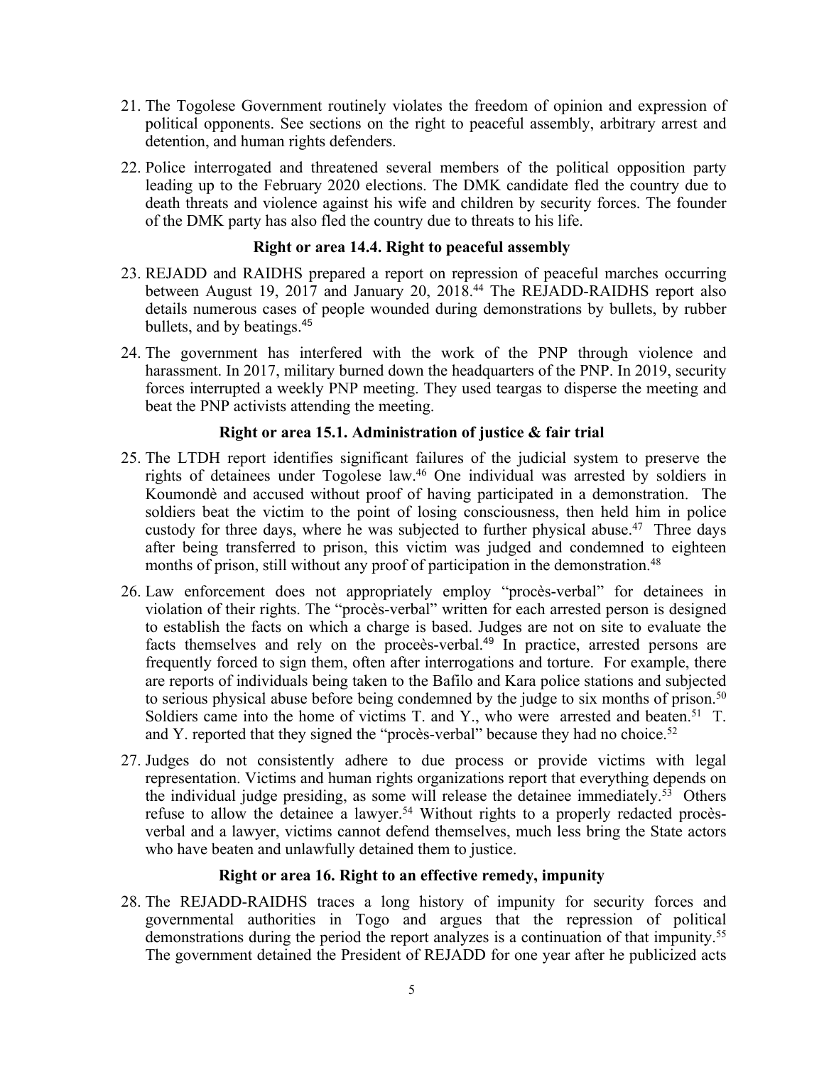21. The Togolese Government routinely violates the freedom of opinion and expression of political opponents. See sections on the right to peaceful assembly, arbitrary arrest and detention, and human rights defenders.

22. Police interrogated and threatened several members of the political opposition party leading up to the February 2020 elections. The DMK candidate fled the country due to death threats and violence against his wife and children by security forces. The founder of the DMK party has also fled the country due to threats to his life.

### Right or area 14.4. Right to peaceful assembly

23. REJADD and RAIDHS prepared a report on repression of peaceful marches occurring between August 19, 2017 and January 20, 2018.[44] The REJADD-RAIDHS report also details numerous cases of people wounded during demonstrations by bullets, by rubber bullets, and by beatings.[45]

24. The government has interfered with the work of the PNP through violence and harassment. In 2017, military burned down the headquarters of the PNP. In 2019, security forces interrupted a weekly PNP meeting. They used teargas to disperse the meeting and beat the PNP activists attending the meeting.

### Right or area 15.1. Administration of justice & fair trial

25. The LTDH report identifies significant failures of the judicial system to preserve the rights of detainees under Togolese law.[46] One individual was arrested by soldiers in Koumondè and accused without proof of having participated in a demonstration. The soldiers beat the victim to the point of losing consciousness, then held him in police custody for three days, where he was subjected to further physical abuse.[47] Three days after being transferred to prison, this victim was judged and condemned to eighteen months of prison, still without any proof of participation in the demonstration.[48]

26. Law enforcement does not appropriately employ "procès-verbal" for detainees in violation of their rights. The "procès-verbal" written for each arrested person is designed to establish the facts on which a charge is based. Judges are not on site to evaluate the facts themselves and rely on the proceès-verbal.[49] In practice, arrested persons are frequently forced to sign them, often after interrogations and torture. For example, there are reports of individuals being taken to the Bafilo and Kara police stations and subjected to serious physical abuse before being condemned by the judge to six months of prison.[50] Soldiers came into the home of victims T. and Y., who were arrested and beaten.[51] T. and Y. reported that they signed the "procès-verbal" because they had no choice.[52]

27. Judges do not consistently adhere to due process or provide victims with legal representation. Victims and human rights organizations report that everything depends on the individual judge presiding, as some will release the detainee immediately.[53] Others refuse to allow the detainee a lawyer.[54] Without rights to a properly redacted procès-verbal and a lawyer, victims cannot defend themselves, much less bring the State actors who have beaten and unlawfully detained them to justice.

### Right or area 16. Right to an effective remedy, impunity

28. The REJADD-RAIDHS traces a long history of impunity for security forces and governmental authorities in Togo and argues that the repression of political demonstrations during the period the report analyzes is a continuation of that impunity.[55] The government detained the President of REJADD for one year after he publicized acts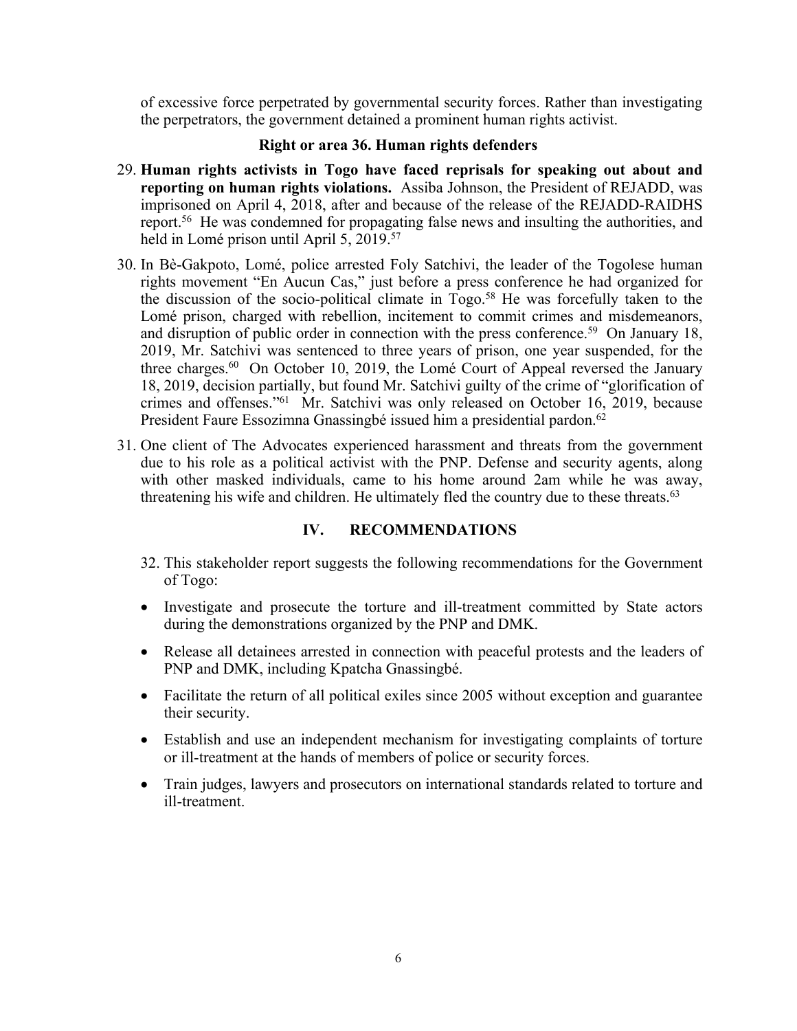of excessive force perpetrated by governmental security forces. Rather than investigating the perpetrators, the government detained a prominent human rights activist.

### Right or area 36. Human rights defenders

29. **Human rights activists in Togo have faced reprisals for speaking out about and reporting on human rights violations.** Assiba Johnson, the President of REJADD, was imprisoned on April 4, 2018, after and because of the release of the REJADD-RAIDHS report.[56] He was condemned for propagating false news and insulting the authorities, and held in Lomé prison until April 5, 2019.[57]

30. In Bè-Gakpoto, Lomé, police arrested Foly Satchivi, the leader of the Togolese human rights movement "En Aucun Cas," just before a press conference he had organized for the discussion of the socio-political climate in Togo.[58] He was forcefully taken to the Lomé prison, charged with rebellion, incitement to commit crimes and misdemeanors, and disruption of public order in connection with the press conference.[59] On January 18, 2019, Mr. Satchivi was sentenced to three years of prison, one year suspended, for the three charges.[60] On October 10, 2019, the Lomé Court of Appeal reversed the January 18, 2019, decision partially, but found Mr. Satchivi guilty of the crime of "glorification of crimes and offenses."[61] Mr. Satchivi was only released on October 16, 2019, because President Faure Essozimna Gnassingbé issued him a presidential pardon.[62]

31. One client of The Advocates experienced harassment and threats from the government due to his role as a political activist with the PNP. Defense and security agents, along with other masked individuals, came to his home around 2am while he was away, threatening his wife and children. He ultimately fled the country due to these threats.[63]

## IV. RECOMMENDATIONS

32. This stakeholder report suggests the following recommendations for the Government of Togo:

- Investigate and prosecute the torture and ill-treatment committed by State actors during the demonstrations organized by the PNP and DMK.
- Release all detainees arrested in connection with peaceful protests and the leaders of PNP and DMK, including Kpatcha Gnassingbé.
- Facilitate the return of all political exiles since 2005 without exception and guarantee their security.
- Establish and use an independent mechanism for investigating complaints of torture or ill-treatment at the hands of members of police or security forces.
- Train judges, lawyers and prosecutors on international standards related to torture and ill-treatment.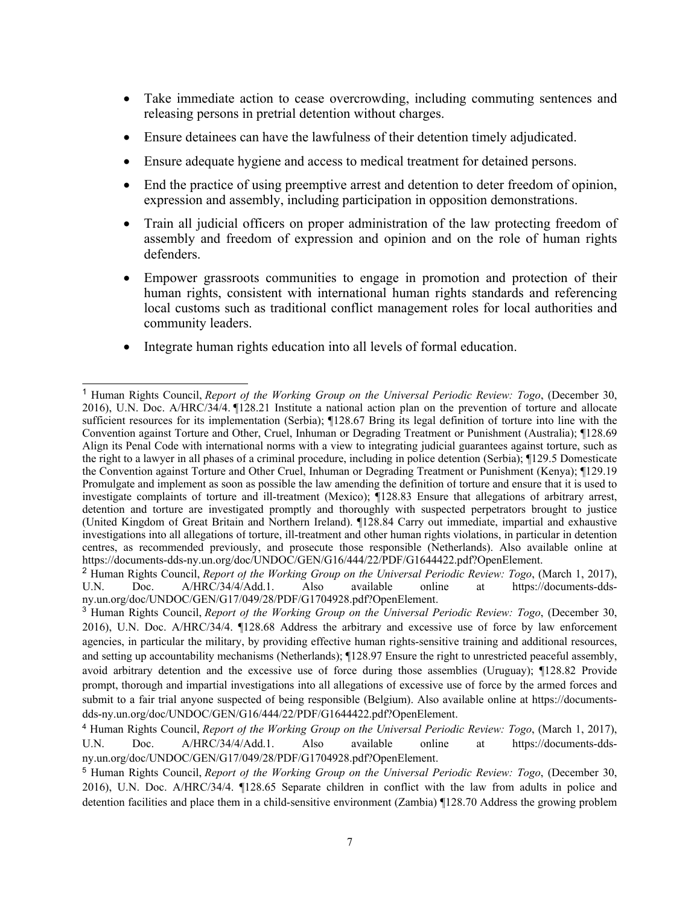- Take immediate action to cease overcrowding, including commuting sentences and releasing persons in pretrial detention without charges.
- Ensure detainees can have the lawfulness of their detention timely adjudicated.
- Ensure adequate hygiene and access to medical treatment for detained persons.
- End the practice of using preemptive arrest and detention to deter freedom of opinion, expression and assembly, including participation in opposition demonstrations.
- Train all judicial officers on proper administration of the law protecting freedom of assembly and freedom of expression and opinion and on the role of human rights defenders.
- Empower grassroots communities to engage in promotion and protection of their human rights, consistent with international human rights standards and referencing local customs such as traditional conflict management roles for local authorities and community leaders.
- Integrate human rights education into all levels of formal education.

---

[1] Human Rights Council, *Report of the Working Group on the Universal Periodic Review: Togo*, (December 30, 2016), U.N. Doc. A/HRC/34/4. ¶128.21 Institute a national action plan on the prevention of torture and allocate sufficient resources for its implementation (Serbia); ¶128.67 Bring its legal definition of torture into line with the Convention against Torture and Other, Cruel, Inhuman or Degrading Treatment or Punishment (Australia); ¶128.69 Align its Penal Code with international norms with a view to integrating judicial guarantees against torture, such as the right to a lawyer in all phases of a criminal procedure, including in police detention (Serbia); ¶129.5 Domesticate the Convention against Torture and Other Cruel, Inhuman or Degrading Treatment or Punishment (Kenya); ¶129.19 Promulgate and implement as soon as possible the law amending the definition of torture and ensure that it is used to investigate complaints of torture and ill-treatment (Mexico); ¶128.83 Ensure that allegations of arbitrary arrest, detention and torture are investigated promptly and thoroughly with suspected perpetrators brought to justice (United Kingdom of Great Britain and Northern Ireland). ¶128.84 Carry out immediate, impartial and exhaustive investigations into all allegations of torture, ill-treatment and other human rights violations, in particular in detention centres, as recommended previously, and prosecute those responsible (Netherlands). Also available online at https://documents-dds-ny.un.org/doc/UNDOC/GEN/G16/444/22/PDF/G1644422.pdf?OpenElement.

[2] Human Rights Council, *Report of the Working Group on the Universal Periodic Review: Togo*, (March 1, 2017), U.N. Doc. A/HRC/34/4/Add.1. Also available online at https://documents-dds-ny.un.org/doc/UNDOC/GEN/G17/049/28/PDF/G1704928.pdf?OpenElement.

[3] Human Rights Council, *Report of the Working Group on the Universal Periodic Review: Togo*, (December 30, 2016), U.N. Doc. A/HRC/34/4. ¶128.68 Address the arbitrary and excessive use of force by law enforcement agencies, in particular the military, by providing effective human rights-sensitive training and additional resources, and setting up accountability mechanisms (Netherlands); ¶128.97 Ensure the right to unrestricted peaceful assembly, avoid arbitrary detention and the excessive use of force during those assemblies (Uruguay); ¶128.82 Provide prompt, thorough and impartial investigations into all allegations of excessive use of force by the armed forces and submit to a fair trial anyone suspected of being responsible (Belgium). Also available online at https://documents-dds-ny.un.org/doc/UNDOC/GEN/G16/444/22/PDF/G1644422.pdf?OpenElement.

[4] Human Rights Council, *Report of the Working Group on the Universal Periodic Review: Togo*, (March 1, 2017), U.N. Doc. A/HRC/34/4/Add.1. Also available online at https://documents-dds-ny.un.org/doc/UNDOC/GEN/G17/049/28/PDF/G1704928.pdf?OpenElement.

[5] Human Rights Council, *Report of the Working Group on the Universal Periodic Review: Togo*, (December 30, 2016), U.N. Doc. A/HRC/34/4. ¶128.65 Separate children in conflict with the law from adults in police and detention facilities and place them in a child-sensitive environment (Zambia) ¶128.70 Address the growing problem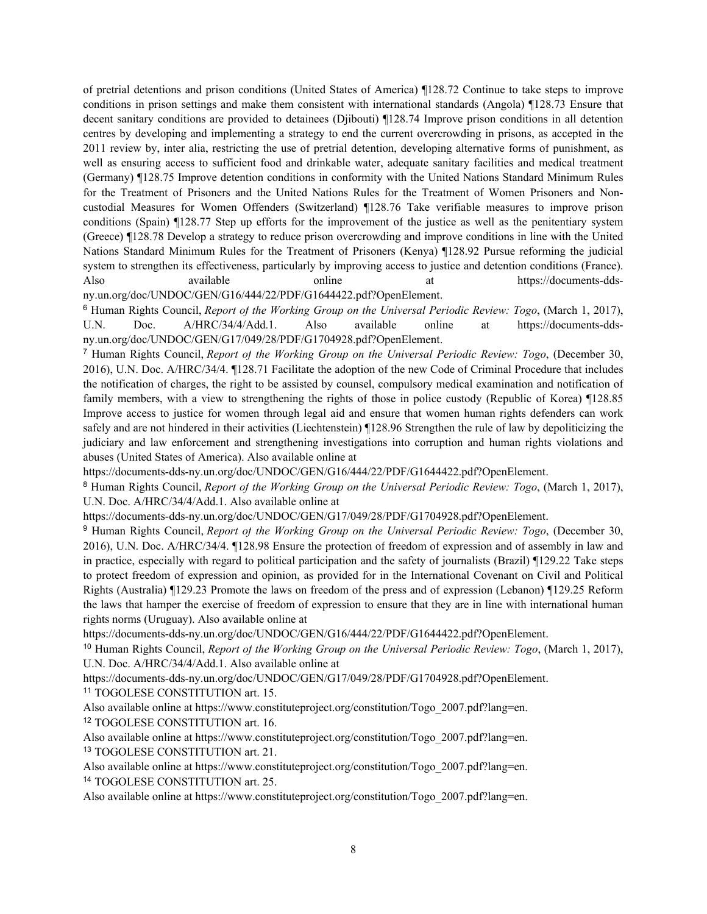of pretrial detentions and prison conditions (United States of America) ¶128.72 Continue to take steps to improve conditions in prison settings and make them consistent with international standards (Angola) ¶128.73 Ensure that decent sanitary conditions are provided to detainees (Djibouti) ¶128.74 Improve prison conditions in all detention centres by developing and implementing a strategy to end the current overcrowding in prisons, as accepted in the 2011 review by, inter alia, restricting the use of pretrial detention, developing alternative forms of punishment, as well as ensuring access to sufficient food and drinkable water, adequate sanitary facilities and medical treatment (Germany) ¶128.75 Improve detention conditions in conformity with the United Nations Standard Minimum Rules for the Treatment of Prisoners and the United Nations Rules for the Treatment of Women Prisoners and Non-custodial Measures for Women Offenders (Switzerland) ¶128.76 Take verifiable measures to improve prison conditions (Spain) ¶128.77 Step up efforts for the improvement of the justice as well as the penitentiary system (Greece) ¶128.78 Develop a strategy to reduce prison overcrowding and improve conditions in line with the United Nations Standard Minimum Rules for the Treatment of Prisoners (Kenya) ¶128.92 Pursue reforming the judicial system to strengthen its effectiveness, particularly by improving access to justice and detention conditions (France). Also available online at https://documents-dds-ny.un.org/doc/UNDOC/GEN/G16/444/22/PDF/G1644422.pdf?OpenElement.

[6] Human Rights Council, *Report of the Working Group on the Universal Periodic Review: Togo*, (March 1, 2017), U.N. Doc. A/HRC/34/4/Add.1. Also available online at https://documents-dds-ny.un.org/doc/UNDOC/GEN/G17/049/28/PDF/G1704928.pdf?OpenElement.

[7] Human Rights Council, *Report of the Working Group on the Universal Periodic Review: Togo*, (December 30, 2016), U.N. Doc. A/HRC/34/4. ¶128.71 Facilitate the adoption of the new Code of Criminal Procedure that includes the notification of charges, the right to be assisted by counsel, compulsory medical examination and notification of family members, with a view to strengthening the rights of those in police custody (Republic of Korea) ¶128.85 Improve access to justice for women through legal aid and ensure that women human rights defenders can work safely and are not hindered in their activities (Liechtenstein) ¶128.96 Strengthen the rule of law by depoliticizing the judiciary and law enforcement and strengthening investigations into corruption and human rights violations and abuses (United States of America). Also available online at https://documents-dds-ny.un.org/doc/UNDOC/GEN/G16/444/22/PDF/G1644422.pdf?OpenElement.

[8] Human Rights Council, *Report of the Working Group on the Universal Periodic Review: Togo*, (March 1, 2017), U.N. Doc. A/HRC/34/4/Add.1. Also available online at https://documents-dds-ny.un.org/doc/UNDOC/GEN/G17/049/28/PDF/G1704928.pdf?OpenElement.

[9] Human Rights Council, *Report of the Working Group on the Universal Periodic Review: Togo*, (December 30, 2016), U.N. Doc. A/HRC/34/4. ¶128.98 Ensure the protection of freedom of expression and of assembly in law and in practice, especially with regard to political participation and the safety of journalists (Brazil) ¶129.22 Take steps to protect freedom of expression and opinion, as provided for in the International Covenant on Civil and Political Rights (Australia) ¶129.23 Promote the laws on freedom of the press and of expression (Lebanon) ¶129.25 Reform the laws that hamper the exercise of freedom of expression to ensure that they are in line with international human rights norms (Uruguay). Also available online at https://documents-dds-ny.un.org/doc/UNDOC/GEN/G16/444/22/PDF/G1644422.pdf?OpenElement.

[10] Human Rights Council, *Report of the Working Group on the Universal Periodic Review: Togo*, (March 1, 2017), U.N. Doc. A/HRC/34/4/Add.1. Also available online at https://documents-dds-ny.un.org/doc/UNDOC/GEN/G17/049/28/PDF/G1704928.pdf?OpenElement.

[11] TOGOLESE CONSTITUTION art. 15.
Also available online at https://www.constituteproject.org/constitution/Togo_2007.pdf?lang=en.

[12] TOGOLESE CONSTITUTION art. 16.
Also available online at https://www.constituteproject.org/constitution/Togo_2007.pdf?lang=en.

[13] TOGOLESE CONSTITUTION art. 21.
Also available online at https://www.constituteproject.org/constitution/Togo_2007.pdf?lang=en.

[14] TOGOLESE CONSTITUTION art. 25.
Also available online at https://www.constituteproject.org/constitution/Togo_2007.pdf?lang=en.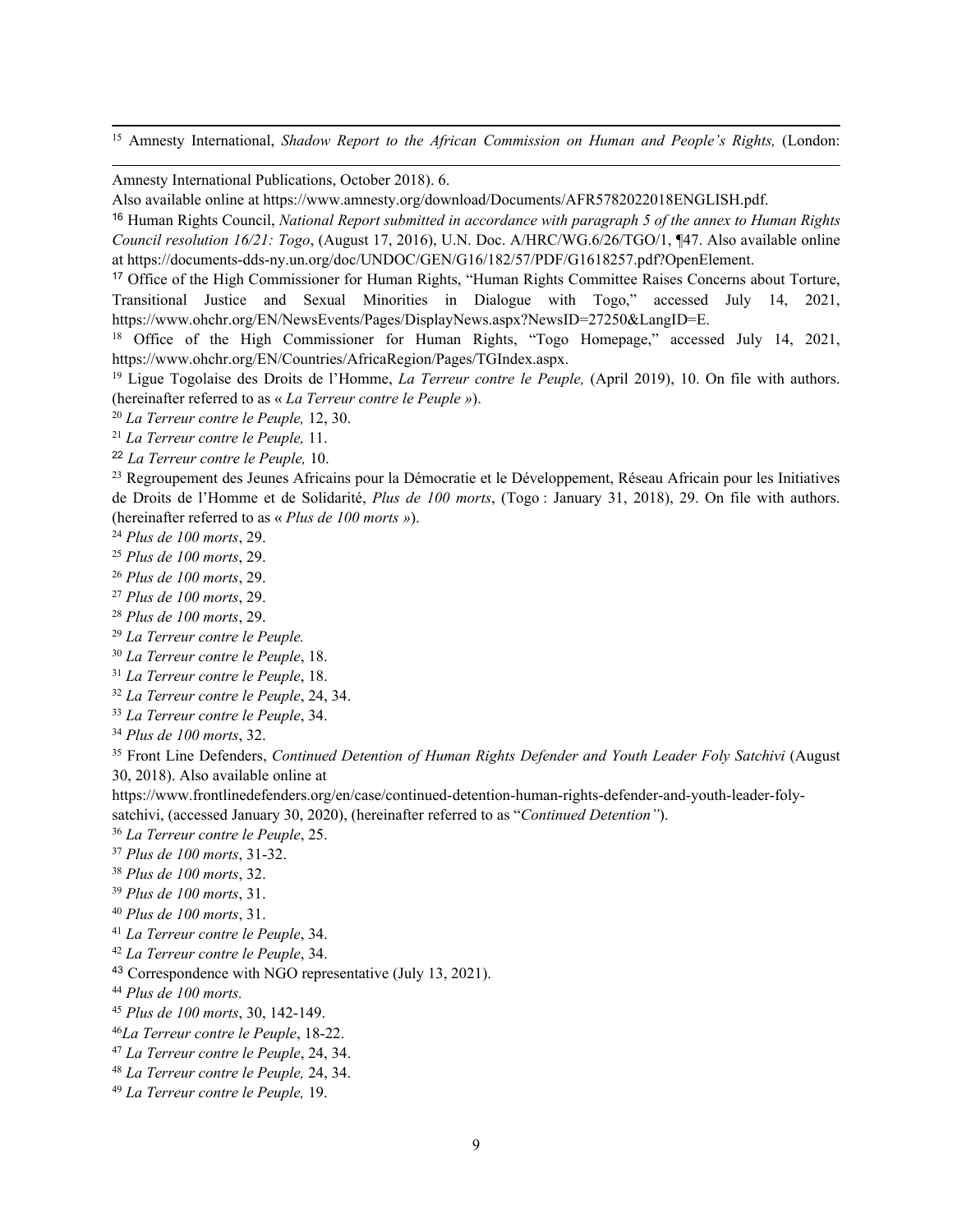[15] Amnesty International, *Shadow Report to the African Commission on Human and People's Rights,* (London: Amnesty International Publications, October 2018). 6.
Also available online at https://www.amnesty.org/download/Documents/AFR5782022018ENGLISH.pdf.

[16] Human Rights Council, *National Report submitted in accordance with paragraph 5 of the annex to Human Rights Council resolution 16/21: Togo*, (August 17, 2016), U.N. Doc. A/HRC/WG.6/26/TGO/1, ¶47. Also available online at https://documents-dds-ny.un.org/doc/UNDOC/GEN/G16/182/57/PDF/G1618257.pdf?OpenElement.

[17] Office of the High Commissioner for Human Rights, "Human Rights Committee Raises Concerns about Torture, Transitional Justice and Sexual Minorities in Dialogue with Togo," accessed July 14, 2021, https://www.ohchr.org/EN/NewsEvents/Pages/DisplayNews.aspx?NewsID=27250&LangID=E.

[18] Office of the High Commissioner for Human Rights, "Togo Homepage," accessed July 14, 2021, https://www.ohchr.org/EN/Countries/AfricaRegion/Pages/TGIndex.aspx.

[19] Ligue Togolaise des Droits de l'Homme, *La Terreur contre le Peuple,* (April 2019), 10. On file with authors. (hereinafter referred to as « *La Terreur contre le Peuple »*).

[20] *La Terreur contre le Peuple,* 12, 30.

[21] *La Terreur contre le Peuple,* 11.

[22] *La Terreur contre le Peuple,* 10.

[23] Regroupement des Jeunes Africains pour la Démocratie et le Développement, Réseau Africain pour les Initiatives de Droits de l'Homme et de Solidarité, *Plus de 100 morts*, (Togo : January 31, 2018), 29. On file with authors. (hereinafter referred to as « *Plus de 100 morts »*).

[24] *Plus de 100 morts*, 29.

[25] *Plus de 100 morts*, 29.

[26] *Plus de 100 morts*, 29.

[27] *Plus de 100 morts*, 29.

[28] *Plus de 100 morts*, 29.

[29] *La Terreur contre le Peuple.*

[30] *La Terreur contre le Peuple*, 18.

[31] *La Terreur contre le Peuple*, 18.

[32] *La Terreur contre le Peuple*, 24, 34.

[33] *La Terreur contre le Peuple*, 34.

[34] *Plus de 100 morts*, 32.

[35] Front Line Defenders, *Continued Detention of Human Rights Defender and Youth Leader Foly Satchivi* (August 30, 2018). Also available online at https://www.frontlinedefenders.org/en/case/continued-detention-human-rights-defender-and-youth-leader-foly-satchivi, (accessed January 30, 2020), (hereinafter referred to as "*Continued Detention"*).

[36] *La Terreur contre le Peuple*, 25.

[37] *Plus de 100 morts*, 31-32.

[38] *Plus de 100 morts*, 32.

[39] *Plus de 100 morts*, 31.

[40] *Plus de 100 morts*, 31.

[41] *La Terreur contre le Peuple*, 34.

[42] *La Terreur contre le Peuple*, 34.

[43] Correspondence with NGO representative (July 13, 2021).

[44] *Plus de 100 morts.*

[45] *Plus de 100 morts*, 30, 142-149.

[46] *La Terreur contre le Peuple*, 18-22.

[47] *La Terreur contre le Peuple*, 24, 34.

[48] *La Terreur contre le Peuple,* 24, 34.

[49] *La Terreur contre le Peuple,* 19.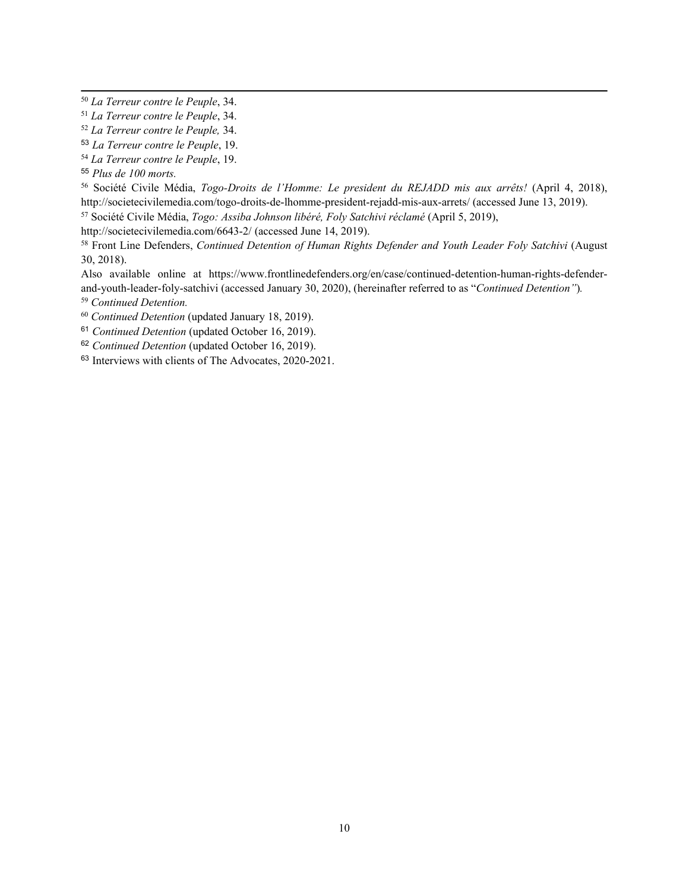[50] *La Terreur contre le Peuple*, 34.

[51] *La Terreur contre le Peuple*, 34.

[52] *La Terreur contre le Peuple,* 34.

[53] *La Terreur contre le Peuple*, 19.

[54] *La Terreur contre le Peuple*, 19.

[55] *Plus de 100 morts.*

[56] Société Civile Média, *Togo-Droits de l'Homme: Le president du REJADD mis aux arrêts!* (April 4, 2018), http://societecivilemedia.com/togo-droits-de-lhomme-president-rejadd-mis-aux-arrets/ (accessed June 13, 2019).

[57] Société Civile Média, *Togo: Assiba Johnson libéré, Foly Satchivi réclamé* (April 5, 2019), http://societecivilemedia.com/6643-2/ (accessed June 14, 2019).

[58] Front Line Defenders, *Continued Detention of Human Rights Defender and Youth Leader Foly Satchivi* (August 30, 2018).

Also available online at https://www.frontlinedefenders.org/en/case/continued-detention-human-rights-defender-and-youth-leader-foly-satchivi (accessed January 30, 2020), (hereinafter referred to as "*Continued Detention"*).

[59] *Continued Detention.*

[60] *Continued Detention* (updated January 18, 2019).

[61] *Continued Detention* (updated October 16, 2019).

[62] *Continued Detention* (updated October 16, 2019).

[63] Interviews with clients of The Advocates, 2020-2021.